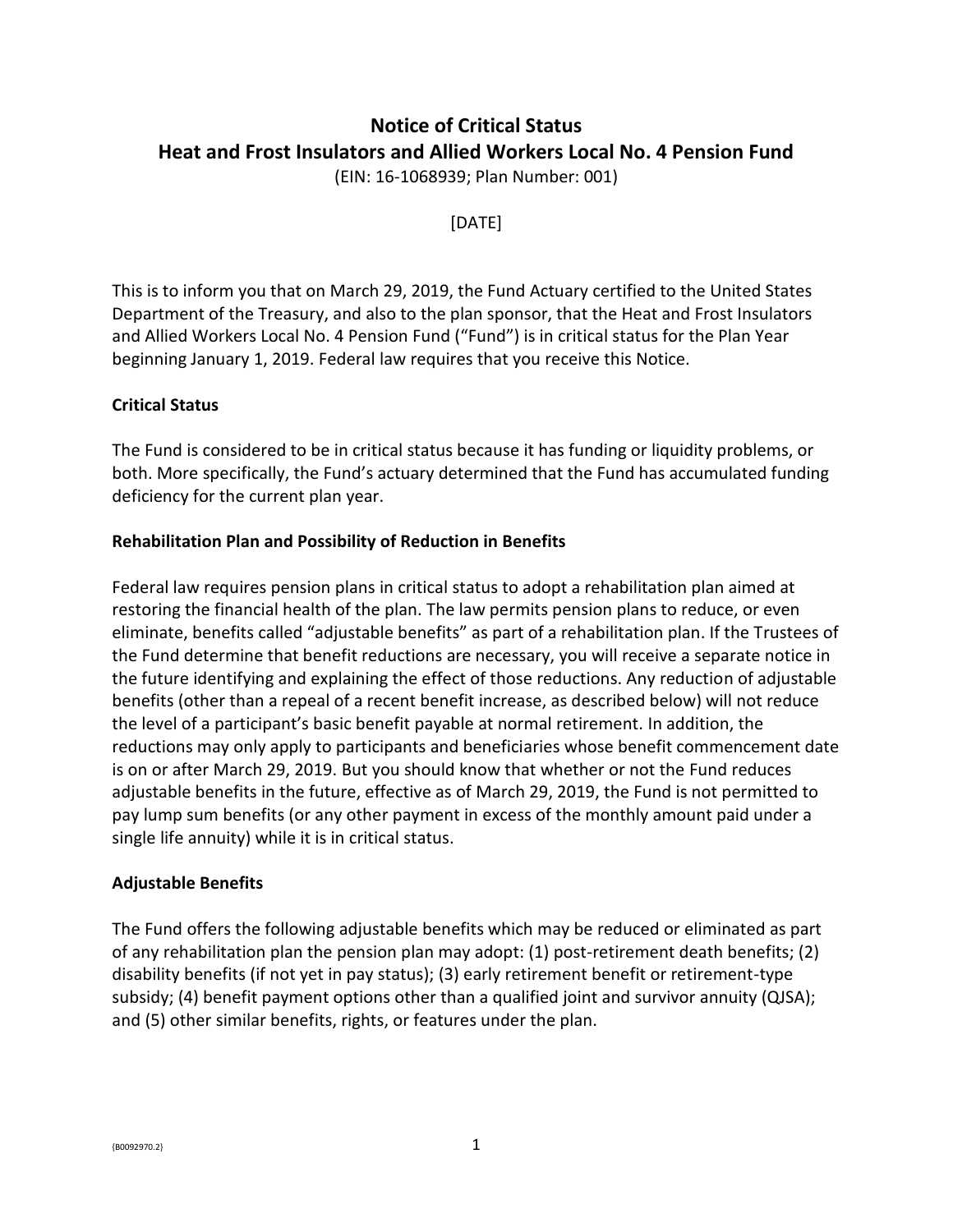# Notice of Critical Status
# Heat and Frost Insulators and Allied Workers Local No. 4 Pension Fund

(EIN: 16-1068939; Plan Number: 001)

[DATE]

This is to inform you that on March 29, 2019, the Fund Actuary certified to the United States Department of the Treasury, and also to the plan sponsor, that the Heat and Frost Insulators and Allied Workers Local No. 4 Pension Fund ("Fund") is in critical status for the Plan Year beginning January 1, 2019. Federal law requires that you receive this Notice.

## Critical Status

The Fund is considered to be in critical status because it has funding or liquidity problems, or both. More specifically, the Fund's actuary determined that the Fund has accumulated funding deficiency for the current plan year.

## Rehabilitation Plan and Possibility of Reduction in Benefits

Federal law requires pension plans in critical status to adopt a rehabilitation plan aimed at restoring the financial health of the plan. The law permits pension plans to reduce, or even eliminate, benefits called "adjustable benefits" as part of a rehabilitation plan. If the Trustees of the Fund determine that benefit reductions are necessary, you will receive a separate notice in the future identifying and explaining the effect of those reductions. Any reduction of adjustable benefits (other than a repeal of a recent benefit increase, as described below) will not reduce the level of a participant's basic benefit payable at normal retirement. In addition, the reductions may only apply to participants and beneficiaries whose benefit commencement date is on or after March 29, 2019. But you should know that whether or not the Fund reduces adjustable benefits in the future, effective as of March 29, 2019, the Fund is not permitted to pay lump sum benefits (or any other payment in excess of the monthly amount paid under a single life annuity) while it is in critical status.

## Adjustable Benefits

The Fund offers the following adjustable benefits which may be reduced or eliminated as part of any rehabilitation plan the pension plan may adopt: (1) post-retirement death benefits; (2) disability benefits (if not yet in pay status); (3) early retirement benefit or retirement-type subsidy; (4) benefit payment options other than a qualified joint and survivor annuity (QJSA); and (5) other similar benefits, rights, or features under the plan.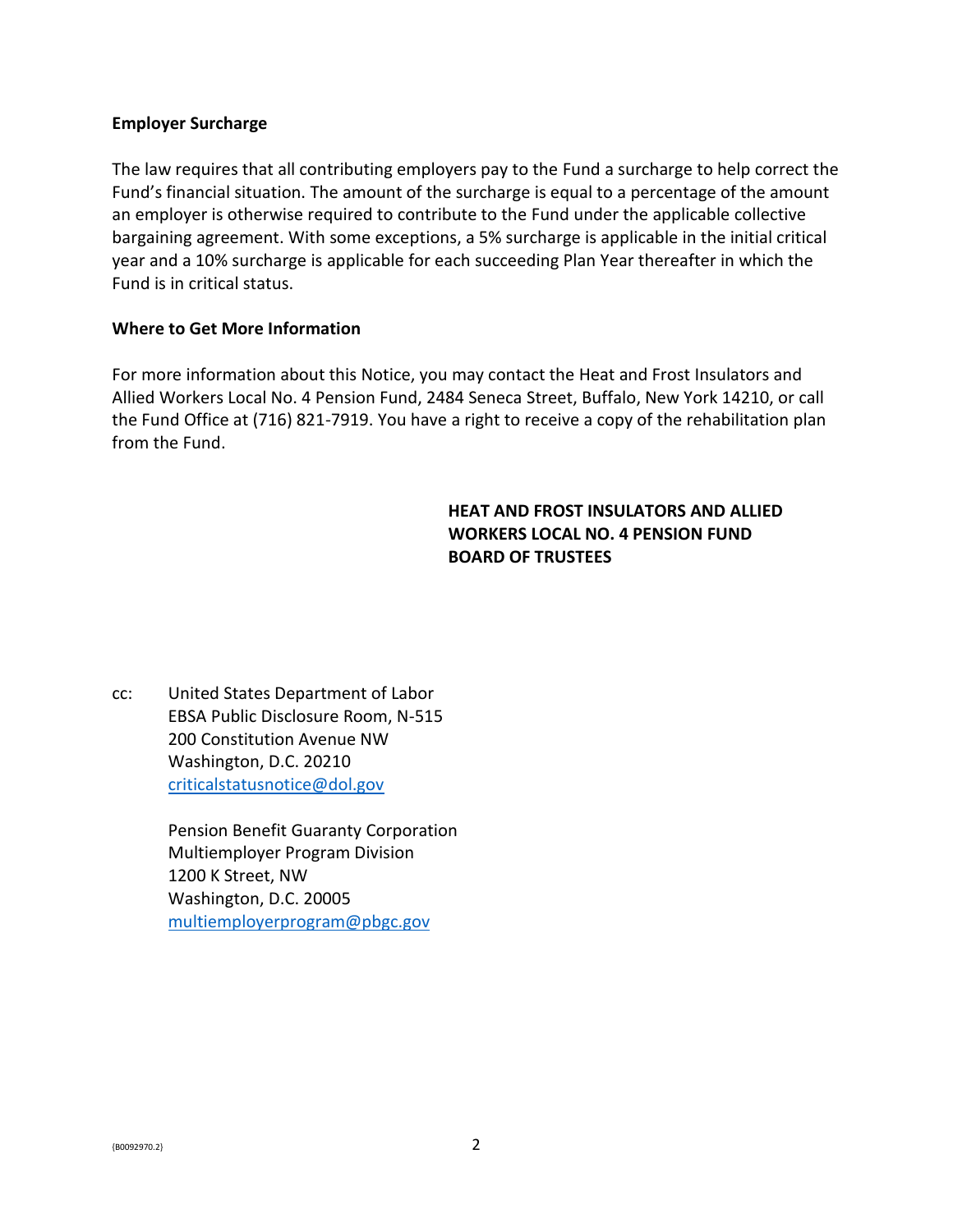### Employer Surcharge

The law requires that all contributing employers pay to the Fund a surcharge to help correct the Fund's financial situation. The amount of the surcharge is equal to a percentage of the amount an employer is otherwise required to contribute to the Fund under the applicable collective bargaining agreement. With some exceptions, a 5% surcharge is applicable in the initial critical year and a 10% surcharge is applicable for each succeeding Plan Year thereafter in which the Fund is in critical status.

### Where to Get More Information

For more information about this Notice, you may contact the Heat and Frost Insulators and Allied Workers Local No. 4 Pension Fund, 2484 Seneca Street, Buffalo, New York 14210, or call the Fund Office at (716) 821-7919. You have a right to receive a copy of the rehabilitation plan from the Fund.

**HEAT AND FROST INSULATORS AND ALLIED WORKERS LOCAL NO. 4 PENSION FUND BOARD OF TRUSTEES**

cc: United States Department of Labor
EBSA Public Disclosure Room, N-515
200 Constitution Avenue NW
Washington, D.C. 20210
criticalstatusnotice@dol.gov

Pension Benefit Guaranty Corporation
Multiemployer Program Division
1200 K Street, NW
Washington, D.C. 20005
multiemployerprogram@pbgc.gov

{B0092970.2}